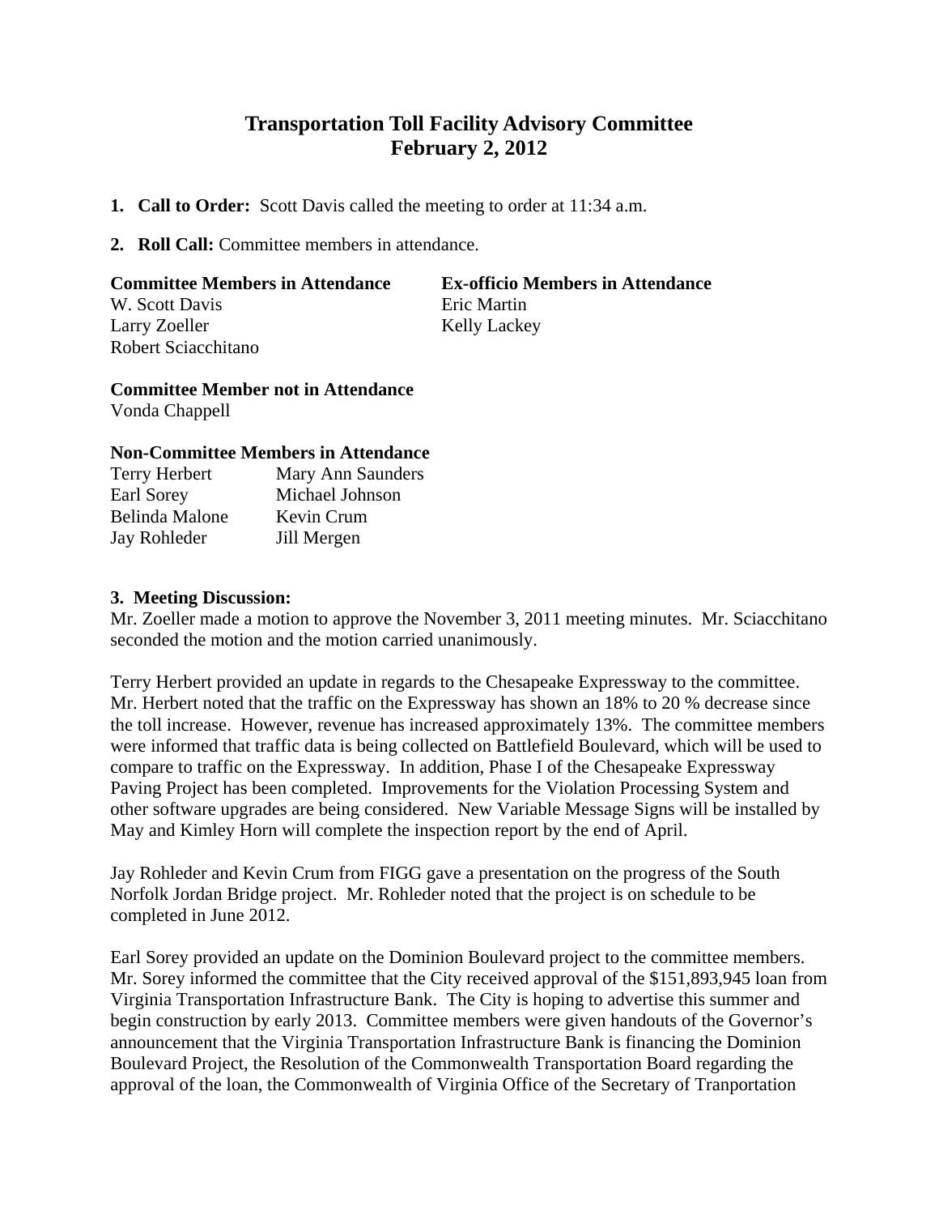# Transportation Toll Facility Advisory Committee
## February 2, 2012

1. **Call to Order:** Scott Davis called the meeting to order at 11:34 a.m.

2. **Roll Call:** Committee members in attendance.

| **Committee Members in Attendance** | **Ex-officio Members in Attendance** |
|---|---|
| W. Scott Davis | Eric Martin |
| Larry Zoeller | Kelly Lackey |
| Robert Sciacchitano | |

**Committee Member not in Attendance**
Vonda Chappell

**Non-Committee Members in Attendance**

| | |
|---|---|
| Terry Herbert | Mary Ann Saunders |
| Earl Sorey | Michael Johnson |
| Belinda Malone | Kevin Crum |
| Jay Rohleder | Jill Mergen |

**3. Meeting Discussion:**

Mr. Zoeller made a motion to approve the November 3, 2011 meeting minutes. Mr. Sciacchitano seconded the motion and the motion carried unanimously.

Terry Herbert provided an update in regards to the Chesapeake Expressway to the committee. Mr. Herbert noted that the traffic on the Expressway has shown an 18% to 20 % decrease since the toll increase. However, revenue has increased approximately 13%. The committee members were informed that traffic data is being collected on Battlefield Boulevard, which will be used to compare to traffic on the Expressway. In addition, Phase I of the Chesapeake Expressway Paving Project has been completed. Improvements for the Violation Processing System and other software upgrades are being considered. New Variable Message Signs will be installed by May and Kimley Horn will complete the inspection report by the end of April.

Jay Rohleder and Kevin Crum from FIGG gave a presentation on the progress of the South Norfolk Jordan Bridge project. Mr. Rohleder noted that the project is on schedule to be completed in June 2012.

Earl Sorey provided an update on the Dominion Boulevard project to the committee members. Mr. Sorey informed the committee that the City received approval of the $151,893,945 loan from Virginia Transportation Infrastructure Bank. The City is hoping to advertise this summer and begin construction by early 2013. Committee members were given handouts of the Governor's announcement that the Virginia Transportation Infrastructure Bank is financing the Dominion Boulevard Project, the Resolution of the Commonwealth Transportation Board regarding the approval of the loan, the Commonwealth of Virginia Office of the Secretary of Tranportation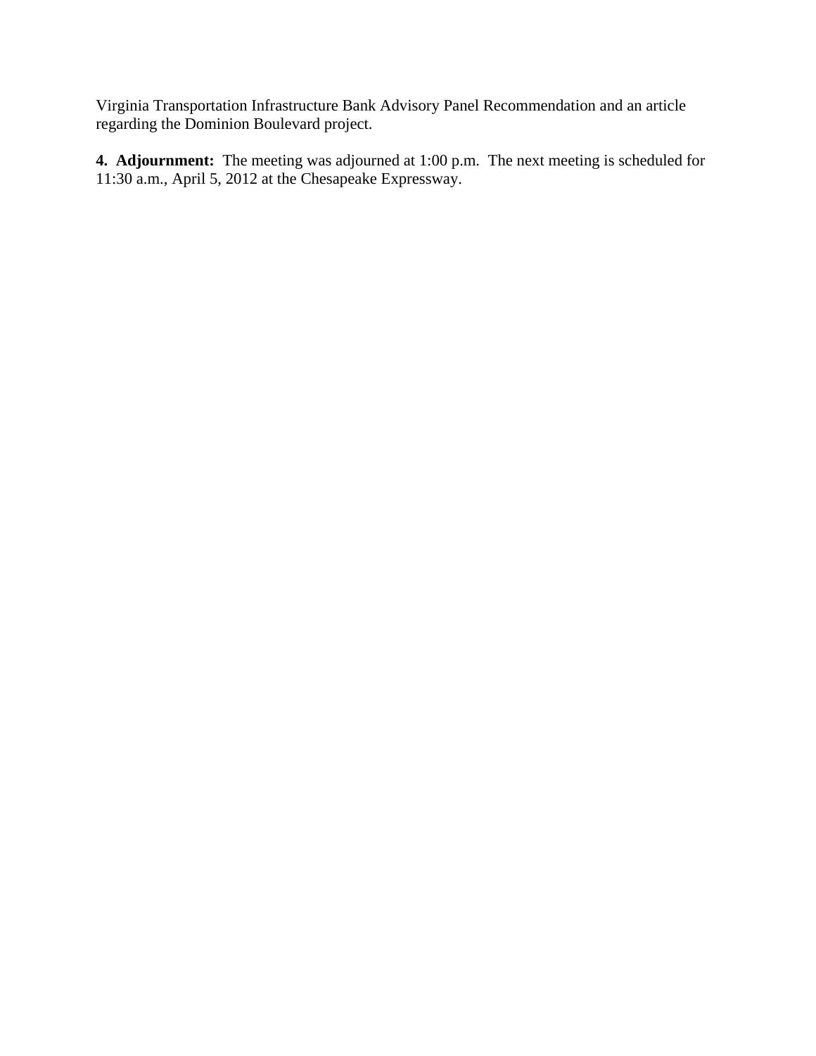Virginia Transportation Infrastructure Bank Advisory Panel Recommendation and an article regarding the Dominion Boulevard project.

**4. Adjournment:** The meeting was adjourned at 1:00 p.m. The next meeting is scheduled for 11:30 a.m., April 5, 2012 at the Chesapeake Expressway.